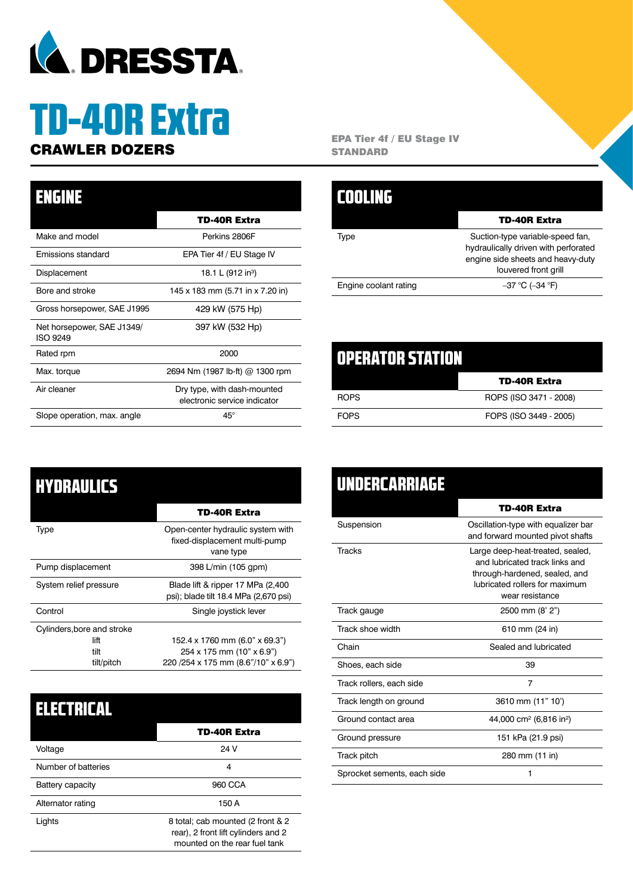DRESSTA

# TD-40R Extra

## CRAWLER DOZERS

**EPA Tier 4f / EU Stage IV STANDARD**

## ENGINE

| | TD-40R Extra |
|---|---|
| Make and model | Perkins 2806F |
| Emissions standard | EPA Tier 4f / EU Stage IV |
| Displacement | 18.1 L (912 in³) |
| Bore and stroke | 145 x 183 mm (5.71 in x 7.20 in) |
| Gross horsepower, SAE J1995 | 429 kW (575 Hp) |
| Net horsepower, SAE J1349/ ISO 9249 | 397 kW (532 Hp) |
| Rated rpm | 2000 |
| Max. torque | 2694 Nm (1987 lb-ft) @ 1300 rpm |
| Air cleaner | Dry type, with dash-mounted electronic service indicator |
| Slope operation, max. angle | 45° |

## COOLING

| | TD-40R Extra |
|---|---|
| Type | Suction-type variable-speed fan, hydraulically driven with perforated engine side sheets and heavy-duty louvered front grill |
| Engine coolant rating | –37 °C (–34 °F) |

## OPERATOR STATION

| | TD-40R Extra |
|---|---|
| ROPS | ROPS (ISO 3471 - 2008) |
| FOPS | FOPS (ISO 3449 - 2005) |

## HYDRAULICS

| | TD-40R Extra |
|---|---|
| Type | Open-center hydraulic system with fixed-displacement multi-pump vane type |
| Pump displacement | 398 L/min (105 gpm) |
| System relief pressure | Blade lift & ripper 17 MPa (2,400 psi); blade tilt 18.4 MPa (2,670 psi) |
| Control | Single joystick lever |
| Cylinders,bore and stroke | |
| lift | 152.4 x 1760 mm (6.0" x 69.3") |
| tilt | 254 x 175 mm (10" x 6.9") |
| tilt/pitch | 220 /254 x 175 mm (8.6"/10" x 6.9") |

## ELECTRICAL

| | TD-40R Extra |
|---|---|
| Voltage | 24 V |
| Number of batteries | 4 |
| Battery capacity | 960 CCA |
| Alternator rating | 150 A |
| Lights | 8 total; cab mounted (2 front & 2 rear), 2 front lift cylinders and 2 mounted on the rear fuel tank |

## UNDERCARRIAGE

| | TD-40R Extra |
|---|---|
| Suspension | Oscillation-type with equalizer bar and forward mounted pivot shafts |
| Tracks | Large deep-heat-treated, sealed, and lubricated track links and through-hardened, sealed, and lubricated rollers for maximum wear resistance |
| Track gauge | 2500 mm (8' 2") |
| Track shoe width | 610 mm (24 in) |
| Chain | Sealed and lubricated |
| Shoes, each side | 39 |
| Track rollers, each side | 7 |
| Track length on ground | 3610 mm (11" 10') |
| Ground contact area | 44,000 cm² (6,816 in²) |
| Ground pressure | 151 kPa (21.9 psi) |
| Track pitch | 280 mm (11 in) |
| Sprocket sements, each side | 1 |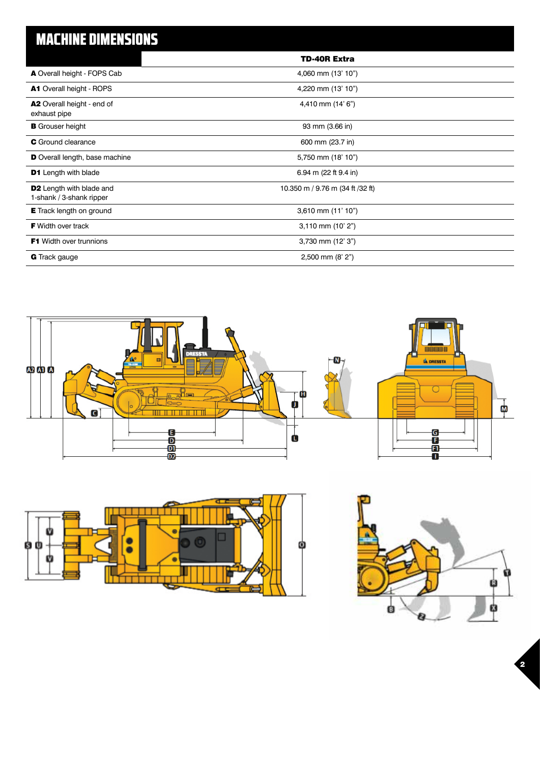# MACHINE DIMENSIONS

| | TD-40R Extra |
|---|---|
| **A** Overall height - FOPS Cab | 4,060 mm (13' 10") |
| **A1** Overall height - ROPS | 4,220 mm (13' 10") |
| **A2** Overall height - end of exhaust pipe | 4,410 mm (14' 6") |
| **B** Grouser height | 93 mm (3.66 in) |
| **C** Ground clearance | 600 mm (23.7 in) |
| **D** Overall length, base machine | 5,750 mm (18' 10") |
| **D1** Length with blade | 6.94 m (22 ft 9.4 in) |
| **D2** Length with blade and 1-shank / 3-shank ripper | 10.350 m / 9.76 m (34 ft /32 ft) |
| **E** Track length on ground | 3,610 mm (11' 10") |
| **F** Width over track | 3,110 mm (10' 2") |
| **F1** Width over trunnions | 3,730 mm (12' 3") |
| **G** Track gauge | 2,500 mm (8' 2") |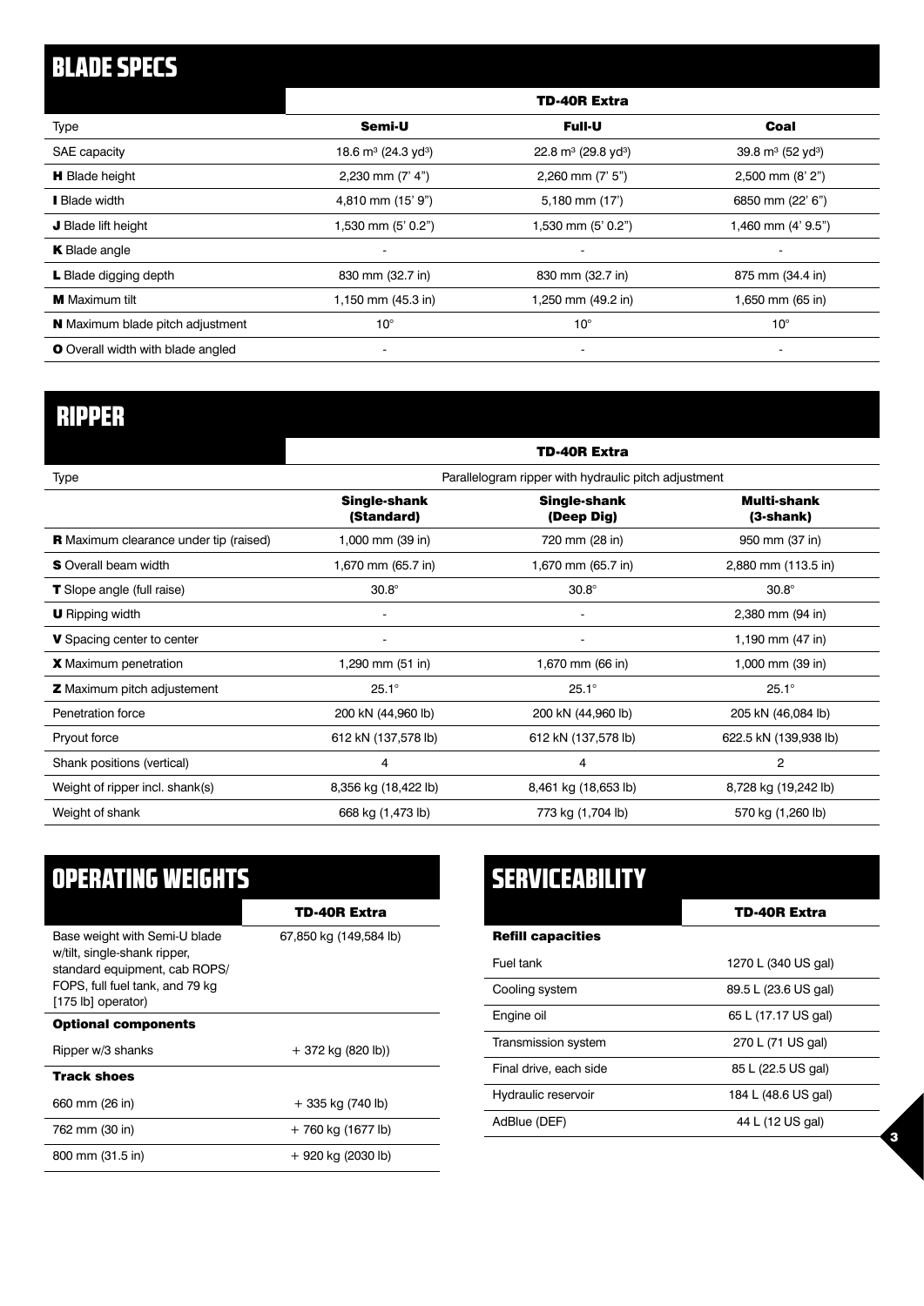## BLADE SPECS

| | TD-40R Extra | | |
|---|---|---|---|
| Type | **Semi-U** | **Full-U** | **Coal** |
| SAE capacity | 18.6 m³ (24.3 yd³) | 22.8 m³ (29.8 yd³) | 39.8 m³ (52 yd³) |
| **H** Blade height | 2,230 mm (7' 4") | 2,260 mm (7' 5") | 2,500 mm (8' 2") |
| **I** Blade width | 4,810 mm (15' 9") | 5,180 mm (17') | 6850 mm (22' 6") |
| **J** Blade lift height | 1,530 mm (5' 0.2") | 1,530 mm (5' 0.2") | 1,460 mm (4' 9.5") |
| **K** Blade angle | - | - | - |
| **L** Blade digging depth | 830 mm (32.7 in) | 830 mm (32.7 in) | 875 mm (34.4 in) |
| **M** Maximum tilt | 1,150 mm (45.3 in) | 1,250 mm (49.2 in) | 1,650 mm (65 in) |
| **N** Maximum blade pitch adjustment | 10° | 10° | 10° |
| **O** Overall width with blade angled | - | - | - |

## RIPPER

| | TD-40R Extra | | |
|---|---|---|---|
| Type | Parallelogram ripper with hydraulic pitch adjustment | | |
| | **Single-shank (Standard)** | **Single-shank (Deep Dig)** | **Multi-shank (3-shank)** |
| **R** Maximum clearance under tip (raised) | 1,000 mm (39 in) | 720 mm (28 in) | 950 mm (37 in) |
| **S** Overall beam width | 1,670 mm (65.7 in) | 1,670 mm (65.7 in) | 2,880 mm (113.5 in) |
| **T** Slope angle (full raise) | 30.8° | 30.8° | 30.8° |
| **U** Ripping width | - | - | 2,380 mm (94 in) |
| **V** Spacing center to center | - | - | 1,190 mm (47 in) |
| **X** Maximum penetration | 1,290 mm (51 in) | 1,670 mm (66 in) | 1,000 mm (39 in) |
| **Z** Maximum pitch adjustement | 25.1° | 25.1° | 25.1° |
| Penetration force | 200 kN (44,960 lb) | 200 kN (44,960 lb) | 205 kN (46,084 lb) |
| Pryout force | 612 kN (137,578 lb) | 612 kN (137,578 lb) | 622.5 kN (139,938 lb) |
| Shank positions (vertical) | 4 | 4 | 2 |
| Weight of ripper incl. shank(s) | 8,356 kg (18,422 lb) | 8,461 kg (18,653 lb) | 8,728 kg (19,242 lb) |
| Weight of shank | 668 kg (1,473 lb) | 773 kg (1,704 lb) | 570 kg (1,260 lb) |

## OPERATING WEIGHTS

| | TD-40R Extra |
|---|---|
| Base weight with Semi-U blade w/tilt, single-shank ripper, standard equipment, cab ROPS/FOPS, full fuel tank, and 79 kg [175 lb] operator) | 67,850 kg (149,584 lb) |
| **Optional components** | |
| Ripper w/3 shanks | + 372 kg (820 lb)) |
| **Track shoes** | |
| 660 mm (26 in) | + 335 kg (740 lb) |
| 762 mm (30 in) | + 760 kg (1677 lb) |
| 800 mm (31.5 in) | + 920 kg (2030 lb) |

## SERVICEABILITY

| | TD-40R Extra |
|---|---|
| **Refill capacities** | |
| Fuel tank | 1270 L (340 US gal) |
| Cooling system | 89.5 L (23.6 US gal) |
| Engine oil | 65 L (17.17 US gal) |
| Transmission system | 270 L (71 US gal) |
| Final drive, each side | 85 L (22.5 US gal) |
| Hydraulic reservoir | 184 L (48.6 US gal) |
| AdBlue (DEF) | 44 L (12 US gal) |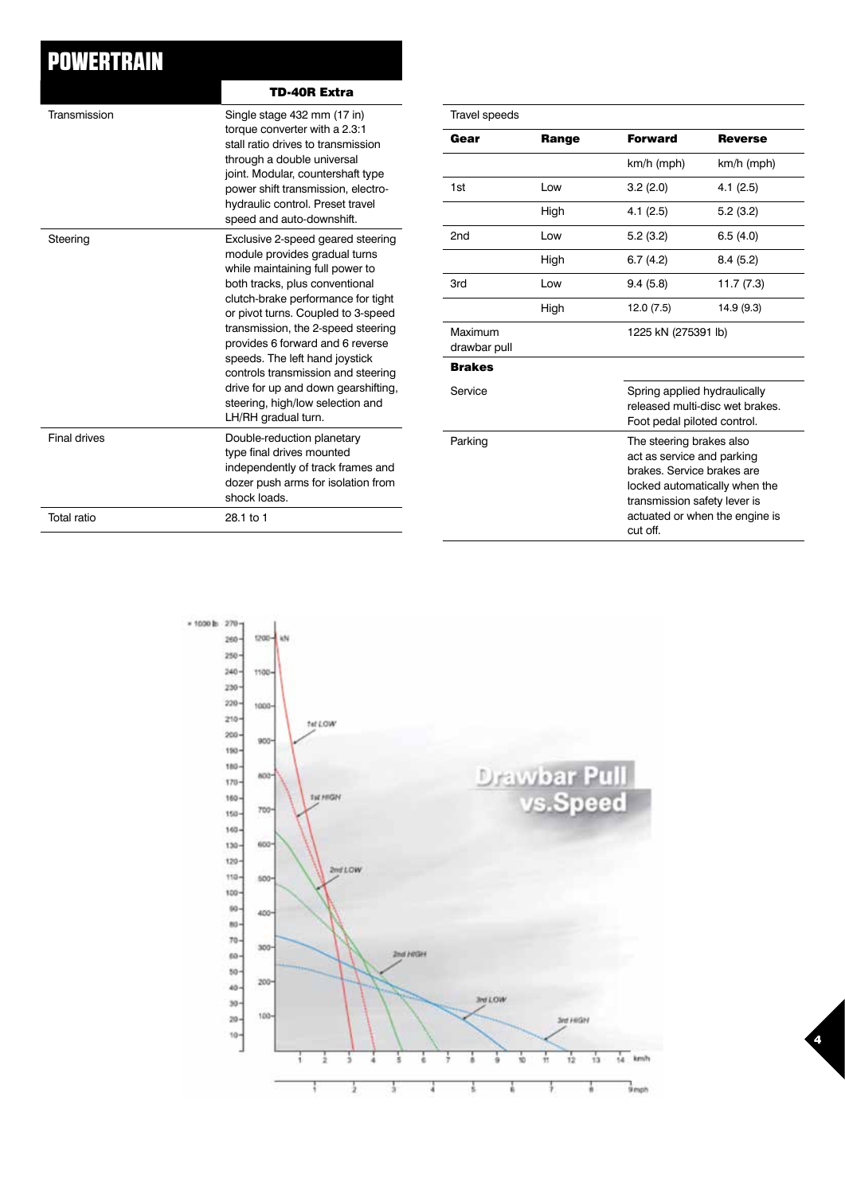# POWERTRAIN

| | TD-40R Extra |
|---|---|
| Transmission | Single stage 432 mm (17 in) torque converter with a 2.3:1 stall ratio drives to transmission through a double universal joint. Modular, countershaft type power shift transmission, electro-hydraulic control. Preset travel speed and auto-downshift. |
| Steering | Exclusive 2-speed geared steering module provides gradual turns while maintaining full power to both tracks, plus conventional clutch-brake performance for tight or pivot turns. Coupled to 3-speed transmission, the 2-speed steering provides 6 forward and 6 reverse speeds. The left hand joystick controls transmission and steering drive for up and down gearshifting, steering, high/low selection and LH/RH gradual turn. |
| Final drives | Double-reduction planetary type final drives mounted independently of track frames and dozer push arms for isolation from shock loads. |
| Total ratio | 28.1 to 1 |

Travel speeds

| Gear | Range | Forward | Reverse |
|---|---|---|---|
| | | km/h (mph) | km/h (mph) |
| 1st | Low | 3.2 (2.0) | 4.1 (2.5) |
| | High | 4.1 (2.5) | 5.2 (3.2) |
| 2nd | Low | 5.2 (3.2) | 6.5 (4.0) |
| | High | 6.7 (4.2) | 8.4 (5.2) |
| 3rd | Low | 9.4 (5.8) | 11.7 (7.3) |
| | High | 12.0 (7.5) | 14.9 (9.3) |
| Maximum drawbar pull | | 1225 kN (275391 lb) | |

**Brakes**

| | |
|---|---|
| Service | Spring applied hydraulically released multi-disc wet brakes. Foot pedal piloted control. |
| Parking | The steering brakes also act as service and parking brakes. Service brakes are locked automatically when the transmission safety lever is actuated or when the engine is cut off. |

Drawbar Pull vs. Speed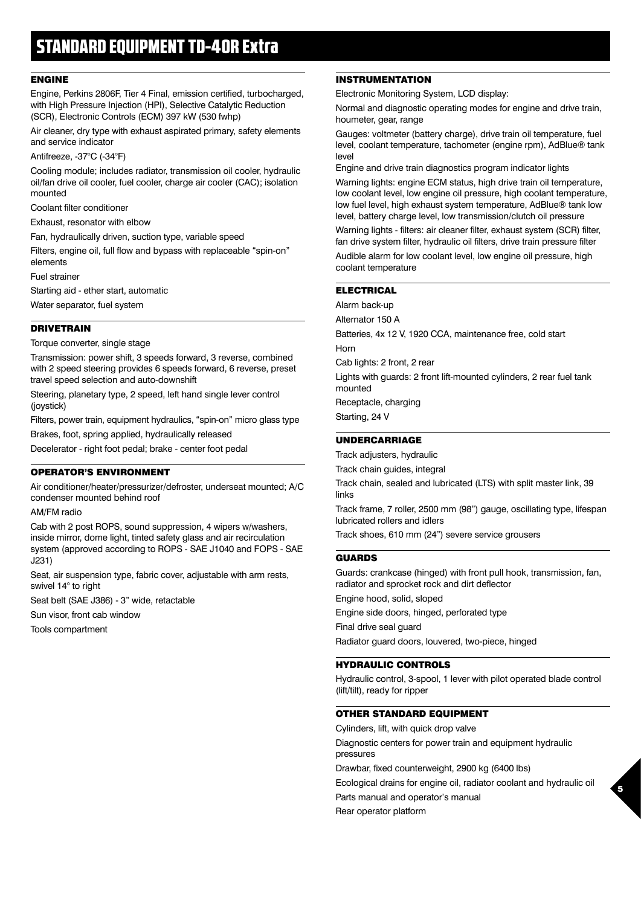# STANDARD EQUIPMENT TD-40R Extra

## ENGINE

Engine, Perkins 2806F, Tier 4 Final, emission certified, turbocharged, with High Pressure Injection (HPI), Selective Catalytic Reduction (SCR), Electronic Controls (ECM) 397 kW (530 fwhp)

Air cleaner, dry type with exhaust aspirated primary, safety elements and service indicator

Antifreeze, -37°C (-34°F)

Cooling module; includes radiator, transmission oil cooler, hydraulic oil/fan drive oil cooler, fuel cooler, charge air cooler (CAC); isolation mounted

Coolant filter conditioner

Exhaust, resonator with elbow

Fan, hydraulically driven, suction type, variable speed

Filters, engine oil, full flow and bypass with replaceable "spin-on" elements

Fuel strainer

Starting aid - ether start, automatic

Water separator, fuel system

## DRIVETRAIN

Torque converter, single stage

Transmission: power shift, 3 speeds forward, 3 reverse, combined with 2 speed steering provides 6 speeds forward, 6 reverse, preset travel speed selection and auto-downshift

Steering, planetary type, 2 speed, left hand single lever control (joystick)

Filters, power train, equipment hydraulics, "spin-on" micro glass type

Brakes, foot, spring applied, hydraulically released

Decelerator - right foot pedal; brake - center foot pedal

## OPERATOR'S ENVIRONMENT

Air conditioner/heater/pressurizer/defroster, underseat mounted; A/C condenser mounted behind roof

AM/FM radio

Cab with 2 post ROPS, sound suppression, 4 wipers w/washers, inside mirror, dome light, tinted safety glass and air recirculation system (approved according to ROPS - SAE J1040 and FOPS - SAE J231)

Seat, air suspension type, fabric cover, adjustable with arm rests, swivel 14° to right

Seat belt (SAE J386) - 3" wide, retactable

Sun visor, front cab window

Tools compartment

## INSTRUMENTATION

Electronic Monitoring System, LCD display:

Normal and diagnostic operating modes for engine and drive train, houmeter, gear, range

Gauges: voltmeter (battery charge), drive train oil temperature, fuel level, coolant temperature, tachometer (engine rpm), AdBlue® tank level

Engine and drive train diagnostics program indicator lights

Warning lights: engine ECM status, high drive train oil temperature, low coolant level, low engine oil pressure, high coolant temperature, low fuel level, high exhaust system temperature, AdBlue® tank low level, battery charge level, low transmission/clutch oil pressure

Warning lights - filters: air cleaner filter, exhaust system (SCR) filter, fan drive system filter, hydraulic oil filters, drive train pressure filter

Audible alarm for low coolant level, low engine oil pressure, high coolant temperature

## ELECTRICAL

Alarm back-up

Alternator 150 A

Batteries, 4x 12 V, 1920 CCA, maintenance free, cold start

Horn

Cab lights: 2 front, 2 rear

Lights with guards: 2 front lift-mounted cylinders, 2 rear fuel tank mounted

Receptacle, charging

Starting, 24 V

## UNDERCARRIAGE

Track adjusters, hydraulic

Track chain guides, integral

Track chain, sealed and lubricated (LTS) with split master link, 39 links

Track frame, 7 roller, 2500 mm (98") gauge, oscillating type, lifespan lubricated rollers and idlers

Track shoes, 610 mm (24") severe service grousers

## GUARDS

Guards: crankcase (hinged) with front pull hook, transmission, fan, radiator and sprocket rock and dirt deflector

Engine hood, solid, sloped

Engine side doors, hinged, perforated type

Final drive seal guard

Radiator guard doors, louvered, two-piece, hinged

## HYDRAULIC CONTROLS

Hydraulic control, 3-spool, 1 lever with pilot operated blade control (lift/tilt), ready for ripper

## OTHER STANDARD EQUIPMENT

Cylinders, lift, with quick drop valve

Diagnostic centers for power train and equipment hydraulic pressures

Drawbar, fixed counterweight, 2900 kg (6400 lbs)

Ecological drains for engine oil, radiator coolant and hydraulic oil

Parts manual and operator's manual

Rear operator platform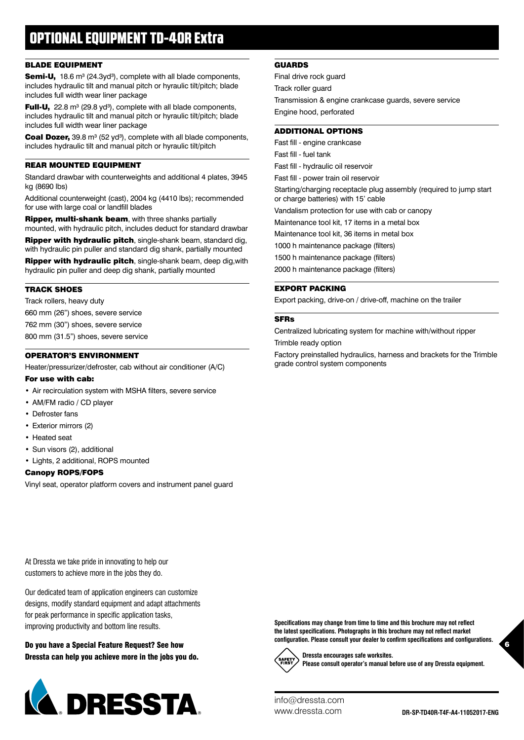# OPTIONAL EQUIPMENT TD-40R Extra

### BLADE EQUIPMENT

**Semi-U,** 18.6 m³ (24.3yd³), complete with all blade components, includes hydraulic tilt and manual pitch or hyraulic tilt/pitch; blade includes full width wear liner package

**Full-U,** 22.8 m³ (29.8 yd³), complete with all blade components, includes hydraulic tilt and manual pitch or hyraulic tilt/pitch; blade includes full width wear liner package

**Coal Dozer,** 39.8 m³ (52 yd³), complete with all blade components, includes hydraulic tilt and manual pitch or hyraulic tilt/pitch

### REAR MOUNTED EQUIPMENT

Standard drawbar with counterweights and additional 4 plates, 3945 kg (8690 lbs)

Additional counterweight (cast), 2004 kg (4410 lbs); recommended for use with large coal or landfill blades

**Ripper, multi-shank beam**, with three shanks partially mounted, with hydraulic pitch, includes deduct for standard drawbar

**Ripper with hydraulic pitch**, single-shank beam, standard dig, with hydraulic pin puller and standard dig shank, partially mounted

**Ripper with hydraulic pitch**, single-shank beam, deep dig,with hydraulic pin puller and deep dig shank, partially mounted

### TRACK SHOES

Track rollers, heavy duty

660 mm (26") shoes, severe service

762 mm (30") shoes, severe service

800 mm (31.5") shoes, severe service

### OPERATOR'S ENVIRONMENT

Heater/pressurizer/defroster, cab without air conditioner (A/C)

**For use with cab:**

- Air recirculation system with MSHA filters, severe service
- AM/FM radio / CD player
- Defroster fans
- Exterior mirrors (2)
- Heated seat
- Sun visors (2), additional
- Lights, 2 additional, ROPS mounted

**Canopy ROPS/FOPS**

Vinyl seat, operator platform covers and instrument panel guard

### GUARDS

Final drive rock guard

Track roller guard

Transmission & engine crankcase guards, severe service

Engine hood, perforated

### ADDITIONAL OPTIONS

Fast fill - engine crankcase

Fast fill - fuel tank

Fast fill - hydraulic oil reservoir

Fast fill - power train oil reservoir

Starting/charging receptacle plug assembly (required to jump start or charge batteries) with 15' cable

Vandalism protection for use with cab or canopy

Maintenance tool kit, 17 items in a metal box

Maintenance tool kit, 36 items in metal box

1000 h maintenance package (filters)

1500 h maintenance package (filters)

2000 h maintenance package (filters)

### EXPORT PACKING

Export packing, drive-on / drive-off, machine on the trailer

### SFRs

Centralized lubricating system for machine with/without ripper

Trimble ready option

Factory preinstalled hydraulics, harness and brackets for the Trimble grade control system components

At Dressta we take pride in innovating to help our customers to achieve more in the jobs they do.

Our dedicated team of application engineers can customize designs, modify standard equipment and adapt attachments for peak performance in specific application tasks, improving productivity and bottom line results.

**Do you have a Special Feature Request? See how Dressta can help you achieve more in the jobs you do.**

DRESSTA

**Specifications may change from time to time and this brochure may not reflect the latest specifications. Photographs in this brochure may not reflect market configuration. Please consult your dealer to confirm specifications and configurations.**

SAFETY FIRST

**Dressta encourages safe worksites.**
**Please consult operator's manual before use of any Dressta equipment.**

info@dressta.com
www.dressta.com

DR-SP-TD40R-T4F-A4-11052017-ENG